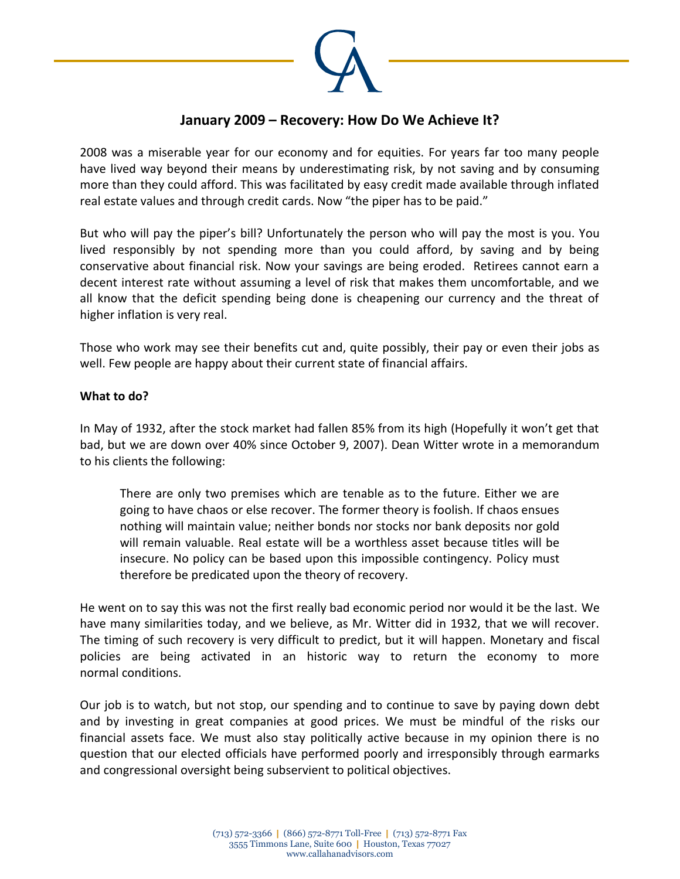# January 2009 – Recovery: How Do We Achieve It?

2008 was a miserable year for our economy and for equities. For years far too many people have lived way beyond their means by underestimating risk, by not saving and by consuming more than they could afford. This was facilitated by easy credit made available through inflated real estate values and through credit cards. Now "the piper has to be paid."

But who will pay the piper's bill? Unfortunately the person who will pay the most is you. You lived responsibly by not spending more than you could afford, by saving and by being conservative about financial risk. Now your savings are being eroded. Retirees cannot earn a decent interest rate without assuming a level of risk that makes them uncomfortable, and we all know that the deficit spending being done is cheapening our currency and the threat of higher inflation is very real.

Those who work may see their benefits cut and, quite possibly, their pay or even their jobs as well. Few people are happy about their current state of financial affairs.

**What to do?**

In May of 1932, after the stock market had fallen 85% from its high (Hopefully it won't get that bad, but we are down over 40% since October 9, 2007). Dean Witter wrote in a memorandum to his clients the following:

> There are only two premises which are tenable as to the future. Either we are going to have chaos or else recover. The former theory is foolish. If chaos ensues nothing will maintain value; neither bonds nor stocks nor bank deposits nor gold will remain valuable. Real estate will be a worthless asset because titles will be insecure. No policy can be based upon this impossible contingency. Policy must therefore be predicated upon the theory of recovery.

He went on to say this was not the first really bad economic period nor would it be the last. We have many similarities today, and we believe, as Mr. Witter did in 1932, that we will recover. The timing of such recovery is very difficult to predict, but it will happen. Monetary and fiscal policies are being activated in an historic way to return the economy to more normal conditions.

Our job is to watch, but not stop, our spending and to continue to save by paying down debt and by investing in great companies at good prices. We must be mindful of the risks our financial assets face. We must also stay politically active because in my opinion there is no question that our elected officials have performed poorly and irresponsibly through earmarks and congressional oversight being subservient to political objectives.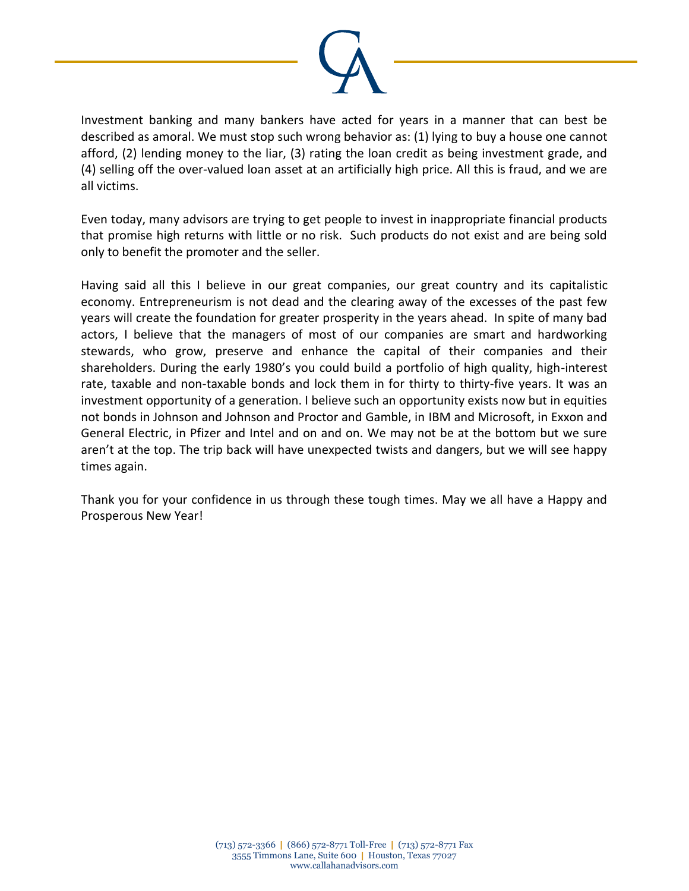Investment banking and many bankers have acted for years in a manner that can best be described as amoral. We must stop such wrong behavior as: (1) lying to buy a house one cannot afford, (2) lending money to the liar, (3) rating the loan credit as being investment grade, and (4) selling off the over-valued loan asset at an artificially high price. All this is fraud, and we are all victims.

Even today, many advisors are trying to get people to invest in inappropriate financial products that promise high returns with little or no risk. Such products do not exist and are being sold only to benefit the promoter and the seller.

Having said all this I believe in our great companies, our great country and its capitalistic economy. Entrepreneurism is not dead and the clearing away of the excesses of the past few years will create the foundation for greater prosperity in the years ahead. In spite of many bad actors, I believe that the managers of most of our companies are smart and hardworking stewards, who grow, preserve and enhance the capital of their companies and their shareholders. During the early 1980's you could build a portfolio of high quality, high-interest rate, taxable and non-taxable bonds and lock them in for thirty to thirty-five years. It was an investment opportunity of a generation. I believe such an opportunity exists now but in equities not bonds in Johnson and Johnson and Proctor and Gamble, in IBM and Microsoft, in Exxon and General Electric, in Pfizer and Intel and on and on. We may not be at the bottom but we sure aren't at the top. The trip back will have unexpected twists and dangers, but we will see happy times again.

Thank you for your confidence in us through these tough times. May we all have a Happy and Prosperous New Year!